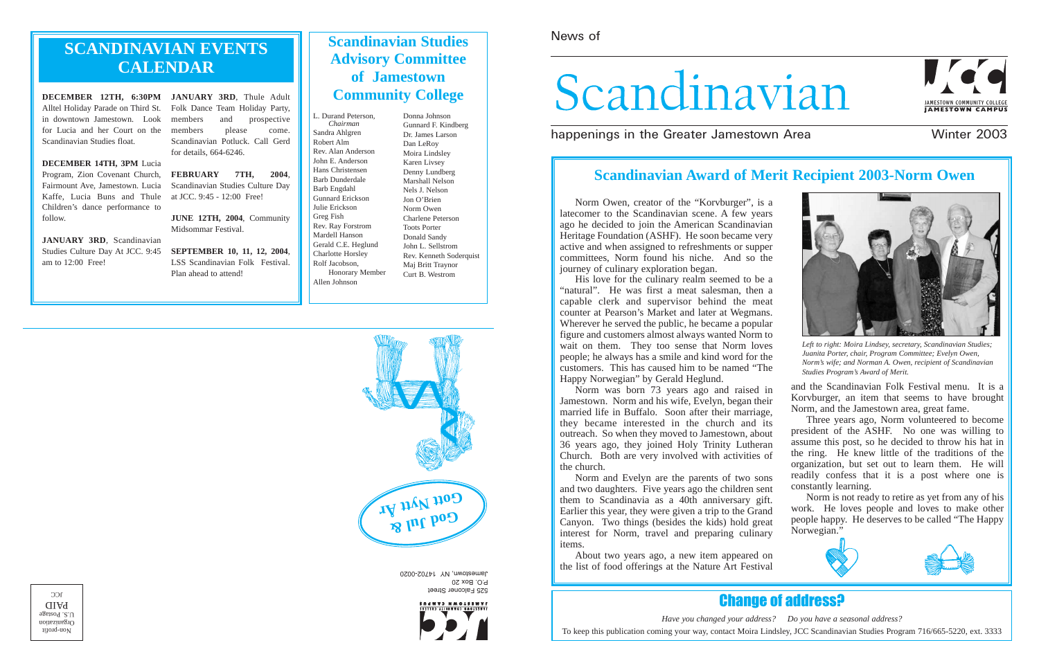## SCANDINAVIAN EVENTS CALENDAR

**DECEMBER 12TH, 6:30PM** Alltel Holiday Parade on Third St. in downtown Jamestown. Look for Lucia and her Court on the Scandinavian Studies float.

**DECEMBER 14TH, 3PM** Lucia Program, Zion Covenant Church, Fairmount Ave, Jamestown. Lucia Kaffe, Lucia Buns and Thule Children's dance performance to follow.

**JANUARY 3RD**, Scandinavian Studies Culture Day At JCC. 9:45 am to 12:00 Free!

**JANUARY 3RD**, Thule Adult Folk Dance Team Holiday Party, members and prospective members please come. Scandinavian Potluck. Call Gerd for details, 664-6246.

**FEBRUARY 7TH, 2004**, Scandinavian Studies Culture Day at JCC. 9:45 - 12:00 Free!

**JUNE 12TH, 2004**, Community Midsommar Festival.

**SEPTEMBER 10, 11, 12, 2004**, LSS Scandinavian Folk Festival. Plan ahead to attend!

## Scandinavian Studies Advisory Committee of Jamestown Community College

L. Durand Peterson, *Chairman*
Sandra Ahlgren
Robert Alm
Rev. Alan Anderson
John E. Anderson
Hans Christensen
Barb Dunderdale
Barb Engdahl
Gunnard Erickson
Julie Erickson
Greg Fish
Rev. Ray Forstrom
Mardell Hanson
Gerald C.E. Heglund
Charlotte Horsley
Rolf Jacobson, Honorary Member
Allen Johnson
Donna Johnson
Gunnard F. Kindberg
Dr. James Larson
Dan LeRoy
Moira Lindsley
Karen Livsey
Denny Lundberg
Marshall Nelson
Nels J. Nelson
Jon O'Brien
Norm Owen
Charlene Peterson
Toots Porter
Donald Sandy
John L. Sellstrom
Rev. Kenneth Soderquist
Maj Britt Traynor
Curt B. Westrom

God Jul & Gott Nytt Ar

525 Falconer Street
P.O. Box 20
Jamestown, NY 14702-0020

Non-profit Organization U.S. Postage PAID JCC

News of

# Scandinavian

happenings in the Greater Jamestown Area — Winter 2003

JAMESTOWN COMMUNITY COLLEGE JAMESTOWN CAMPUS

## Scandinavian Award of Merit Recipient 2003-Norm Owen

Norm Owen, creator of the "Korvburger", is a latecomer to the Scandinavian scene. A few years ago he decided to join the American Scandinavian Heritage Foundation (ASHF). He soon became very active and when assigned to refreshments or supper committees, Norm found his niche. And so the journey of culinary exploration began.

His love for the culinary realm seemed to be a "natural". He was first a meat salesman, then a capable clerk and supervisor behind the meat counter at Pearson's Market and later at Wegmans. Wherever he served the public, he became a popular figure and customers almost always wanted Norm to wait on them. They too sense that Norm loves people; he always has a smile and kind word for the customers. This has caused him to be named "The Happy Norwegian" by Gerald Heglund.

Norm was born 73 years ago and raised in Jamestown. Norm and his wife, Evelyn, began their married life in Buffalo. Soon after their marriage, they became interested in the church and its outreach. So when they moved to Jamestown, about 36 years ago, they joined Holy Trinity Lutheran Church. Both are very involved with activities of the church.

Norm and Evelyn are the parents of two sons and two daughters. Five years ago the children sent them to Scandinavia as a 40th anniversary gift. Earlier this year, they were given a trip to the Grand Canyon. Two things (besides the kids) hold great interest for Norm, travel and preparing culinary items.

About two years ago, a new item appeared on the list of food offerings at the Nature Art Festival and the Scandinavian Folk Festival menu. It is a Korvburger, an item that seems to have brought Norm, and the Jamestown area, great fame.

*Left to right: Moira Lindsey, secretary, Scandinavian Studies; Juanita Porter, chair, Program Committee; Evelyn Owen, Norm's wife; and Norman A. Owen, recipient of Scandinavian Studies Program's Award of Merit.*

Three years ago, Norm volunteered to become president of the ASHF. No one was willing to assume this post, so he decided to throw his hat in the ring. He knew little of the traditions of the organization, but set out to learn them. He will readily confess that it is a post where one is constantly learning.

Norm is not ready to retire as yet from any of his work. He loves people and loves to make other people happy. He deserves to be called "The Happy Norwegian."

## Change of address?

*Have you changed your address? Do you have a seasonal address?*

To keep this publication coming your way, contact Moira Lindsley, JCC Scandinavian Studies Program 716/665-5220, ext. 3333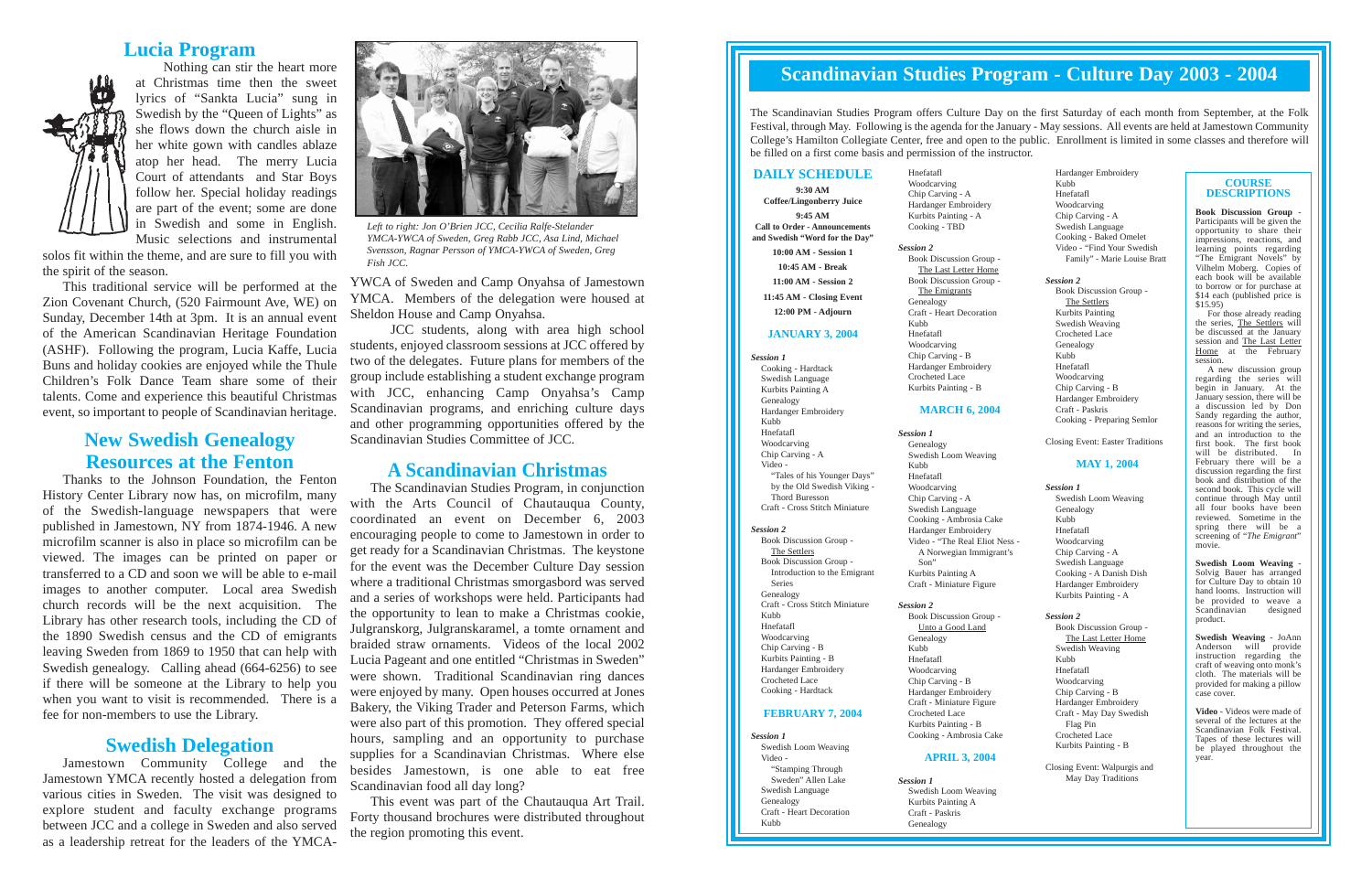## Lucia Program

Nothing can stir the heart more at Christmas time then the sweet lyrics of "Sankta Lucia" sung in Swedish by the "Queen of Lights" as she flows down the church aisle in her white gown with candles ablaze atop her head. The merry Lucia Court of attendants and Star Boys follow her. Special holiday readings are part of the event; some are done in Swedish and some in English. Music selections and instrumental solos fit within the theme, and are sure to fill you with the spirit of the season.

This traditional service will be performed at the Zion Covenant Church, (520 Fairmount Ave, WE) on Sunday, December 14th at 3pm. It is an annual event of the American Scandinavian Heritage Foundation (ASHF). Following the program, Lucia Kaffe, Lucia Buns and holiday cookies are enjoyed while the Thule Children's Folk Dance Team share some of their talents. Come and experience this beautiful Christmas event, so important to people of Scandinavian heritage.

## New Swedish Genealogy Resources at the Fenton

Thanks to the Johnson Foundation, the Fenton History Center Library now has, on microfilm, many of the Swedish-language newspapers that were published in Jamestown, NY from 1874-1946. A new microfilm scanner is also in place so microfilm can be viewed. The images can be printed on paper or transferred to a CD and soon we will be able to e-mail images to another computer. Local area Swedish church records will be the next acquisition. The Library has other research tools, including the CD of the 1890 Swedish census and the CD of emigrants leaving Sweden from 1869 to 1950 that can help with Swedish genealogy. Calling ahead (664-6256) to see if there will be someone at the Library to help you when you want to visit is recommended. There is a fee for non-members to use the Library.

## Swedish Delegation

Jamestown Community College and the Jamestown YMCA recently hosted a delegation from various cities in Sweden. The visit was designed to explore student and faculty exchange programs between JCC and a college in Sweden and also served as a leadership retreat for the leaders of the YMCA-YWCA of Sweden and Camp Onyahsa of Jamestown YMCA. Members of the delegation were housed at Sheldon House and Camp Onyahsa.

*Left to right: Jon O'Brien JCC, Cecilia Ralfe-Stelander YMCA-YWCA of Sweden, Greg Rabb JCC, Asa Lind, Michael Svensson, Ragnar Persson of YMCA-YWCA of Sweden, Greg Fish JCC.*

JCC students, along with area high school students, enjoyed classroom sessions at JCC offered by two of the delegates. Future plans for members of the group include establishing a student exchange program with JCC, enhancing Camp Onyahsa's Camp Scandinavian programs, and enriching culture days and other programming opportunities offered by the Scandinavian Studies Committee of JCC.

## A Scandinavian Christmas

The Scandinavian Studies Program, in conjunction with the Arts Council of Chautauqua County, coordinated an event on December 6, 2003 encouraging people to come to Jamestown in order to get ready for a Scandinavian Christmas. The keystone for the event was the December Culture Day session where a traditional Christmas smorgasbord was served and a series of workshops were held. Participants had the opportunity to lean to make a Christmas cookie, Julgranskorg, Julgranskaramel, a tomte ornament and braided straw ornaments. Videos of the local 2002 Lucia Pageant and one entitled "Christmas in Sweden" were shown. Traditional Scandinavian ring dances were enjoyed by many. Open houses occurred at Jones Bakery, the Viking Trader and Peterson Farms, which were also part of this promotion. They offered special hours, sampling and an opportunity to purchase supplies for a Scandinavian Christmas. Where else besides Jamestown, is one able to eat free Scandinavian food all day long?

This event was part of the Chautauqua Art Trail. Forty thousand brochures were distributed throughout the region promoting this event.

# Scandinavian Studies Program - Culture Day 2003 - 2004

The Scandinavian Studies Program offers Culture Day on the first Saturday of each month from September, at the Folk Festival, through May. Following is the agenda for the January - May sessions. All events are held at Jamestown Community College's Hamilton Collegiate Center, free and open to the public. Enrollment is limited in some classes and therefore will be filled on a first come basis and permission of the instructor.

### DAILY SCHEDULE

**9:30 AM**
**Coffee/Lingonberry Juice**

**9:45 AM**
**Call to Order - Announcements and Swedish "Word for the Day"**

**10:00 AM - Session 1**

**10:45 AM - Break**

**11:00 AM - Session 2**

**11:45 AM - Closing Event**

**12:00 PM - Adjourn**

### JANUARY 3, 2004

*Session 1*
- Cooking - Hardtack
- Swedish Language
- Kurbits Painting A
- Genealogy
- Hardanger Embroidery
- Kubb
- Hnefatafl
- Woodcarving
- Chip Carving - A
- Video - "Tales of his Younger Days" by the Old Swedish Viking - Thord Buresson
- Craft - Cross Stitch Miniature

*Session 2*
- Book Discussion Group - The Settlers
- Book Discussion Group - Introduction to the Emigrant Series
- Genealogy
- Craft - Cross Stitch Miniature
- Kubb
- Hnefatafl
- Woodcarving
- Chip Carving - B
- Kurbits Painting - B
- Hardanger Embroidery
- Crocheted Lace
- Cooking - Hardtack

### FEBRUARY 7, 2004

*Session 1*
- Swedish Loom Weaving
- Video - "Stamping Through Sweden" Allen Lake
- Swedish Language
- Genealogy
- Craft - Heart Decoration
- Kubb
- Hnefatafl
- Woodcarving
- Chip Carving - A
- Hardanger Embroidery
- Kurbits Painting - A
- Cooking - TBD

*Session 2*
- Book Discussion Group - The Last Letter Home
- Book Discussion Group - The Emigrants
- Genealogy
- Craft - Heart Decoration
- Kubb
- Hnefatafl
- Woodcarving
- Chip Carving - B
- Hardanger Embroidery
- Crocheted Lace
- Kurbits Painting - B

### MARCH 6, 2004

*Session 1*
- Genealogy
- Swedish Loom Weaving
- Kubb
- Hnefatafl
- Woodcarving
- Chip Carving - A
- Swedish Language
- Cooking - Ambrosia Cake
- Hardanger Embroidery
- Video - "The Real Eliot Ness - A Norwegian Immigrant's Son"
- Kurbits Painting A
- Craft - Miniature Figure

*Session 2*
- Book Discussion Group - Unto a Good Land
- Genealogy
- Kubb
- Hnefatafl
- Woodcarving
- Chip Carving - B
- Hardanger Embroidery
- Craft - Miniature Figure
- Crocheted Lace
- Kurbits Painting - B
- Cooking - Ambrosia Cake

### APRIL 3, 2004

*Session 1*
- Swedish Loom Weaving
- Kurbits Painting A
- Craft - Paskris
- Genealogy
- Hardanger Embroidery
- Kubb
- Hnefatafl
- Woodcarving
- Chip Carving - A
- Swedish Language
- Cooking - Baked Omelet
- Video - "Find Your Swedish Family" - Marie Louise Bratt

*Session 2*
- Book Discussion Group - The Settlers
- Kurbits Painting
- Swedish Weaving
- Crocheted Lace
- Genealogy
- Kubb
- Hnefatafl
- Woodcarving
- Chip Carving - B
- Hardanger Embroidery
- Craft - Paskris
- Cooking - Preparing Semlor

Closing Event: Easter Traditions

### MAY 1, 2004

*Session 1*
- Swedish Loom Weaving
- Genealogy
- Kubb
- Hnefatafl
- Woodcarving
- Chip Carving - A
- Swedish Language
- Cooking - A Danish Dish
- Hardanger Embroidery
- Kurbits Painting - A

*Session 2*
- Book Discussion Group - The Last Letter Home
- Swedish Weaving
- Kubb
- Hnefatafl
- Woodcarving
- Chip Carving - B
- Hardanger Embroidery
- Craft - May Day Swedish Flag Pin
- Crocheted Lace
- Kurbits Painting - B

Closing Event: Walpurgis and May Day Traditions

### COURSE DESCRIPTIONS

**Book Discussion Group** - Participants will be given the opportunity to share their impressions, reactions, and learning points regarding "The Emigrant Novels" by Vilhelm Moberg. Copies of each book will be available to borrow or for purchase at $14 each (published price is $15.95)

For those already reading the series, The Settlers will be discussed at the January session and The Last Letter Home at the February session.

A new discussion group regarding the series will begin in January. At the January session, there will be a discussion led by Don Sandy regarding the author, reasons for writing the series, and an introduction to the first book. The first book will be distributed. In February there will be a discussion regarding the first book and distribution of the second book. This cycle will continue through May until all four books have been reviewed. Sometime in the spring there will be a screening of "*The Emigrant*" movie.

**Swedish Loom Weaving** - Solvig Bauer has arranged for Culture Day to obtain 10 hand looms. Instruction will be provided to weave a Scandinavian designed product.

**Swedish Weaving** - JoAnn Anderson will provide instruction regarding the craft of weaving onto monk's cloth. The materials will be provided for making a pillow case cover.

**Video** - Videos were made of several of the lectures at the Scandinavian Folk Festival. Tapes of these lectures will be played throughout the year.